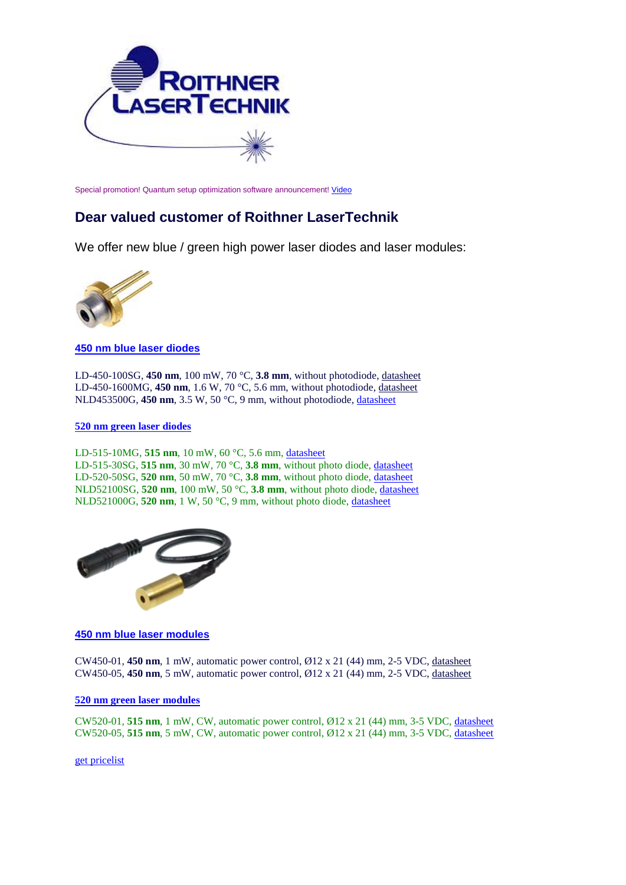Special promotion! Quantum setup optimization software announcement! Video

## Dear valued customer of Roithner LaserTechnik

We offer new blue / green high power laser diodes and laser modules:

### 450 nm blue laser diodes

LD-450-100SG, **450 nm**, 100 mW, 70 °C, **3.8 mm**, without photodiode, datasheet
LD-450-1600MG, **450 nm**, 1.6 W, 70 °C, 5.6 mm, without photodiode, datasheet
NLD453500G, **450 nm**, 3.5 W, 50 °C, 9 mm, without photodiode, datasheet

### 520 nm green laser diodes

LD-515-10MG, **515 nm**, 10 mW, 60 °C, 5.6 mm, datasheet
LD-515-30SG, **515 nm**, 30 mW, 70 °C, **3.8 mm**, without photo diode, datasheet
LD-520-50SG, **520 nm**, 50 mW, 70 °C, **3.8 mm**, without photo diode, datasheet
NLD52100SG, **520 nm**, 100 mW, 50 °C, **3.8 mm**, without photo diode, datasheet
NLD521000G, **520 nm**, 1 W, 50 °C, 9 mm, without photo diode, datasheet

### 450 nm blue laser modules

CW450-01, **450 nm**, 1 mW, automatic power control, Ø12 x 21 (44) mm, 2-5 VDC, datasheet
CW450-05, **450 nm**, 5 mW, automatic power control, Ø12 x 21 (44) mm, 2-5 VDC, datasheet

### 520 nm green laser modules

CW520-01, **515 nm**, 1 mW, CW, automatic power control, Ø12 x 21 (44) mm, 3-5 VDC, datasheet
CW520-05, **515 nm**, 5 mW, CW, automatic power control, Ø12 x 21 (44) mm, 3-5 VDC, datasheet

get pricelist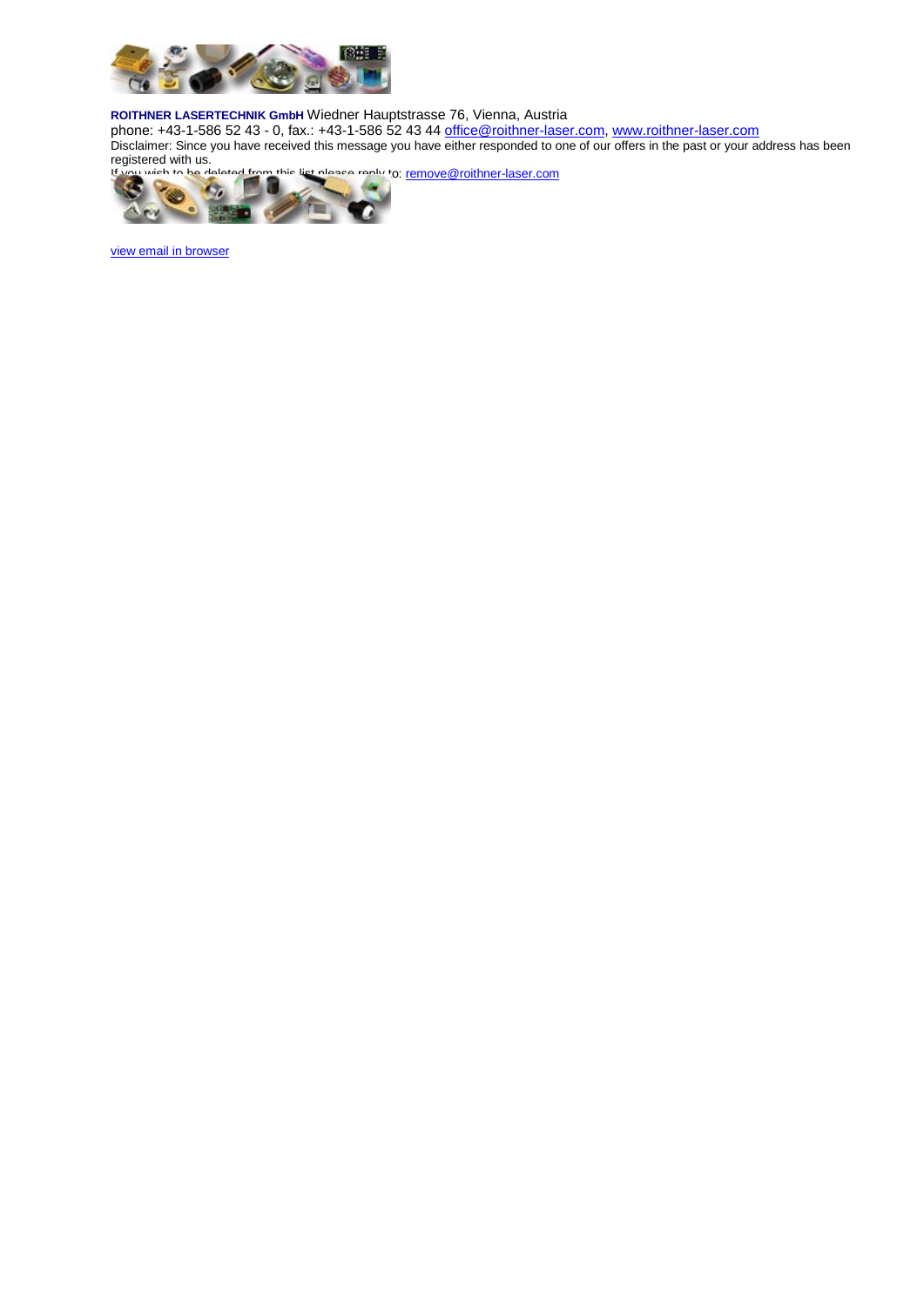**ROITHNER LASERTECHNIK GmbH** Wiedner Hauptstrasse 76, Vienna, Austria
phone: +43-1-586 52 43 - 0, fax.: +43-1-586 52 43 44 office@roithner-laser.com, www.roithner-laser.com
Disclaimer: Since you have received this message you have either responded to one of our offers in the past or your address has been registered with us.
If you wish to be deleted from this list please reply to: remove@roithner-laser.com

view email in browser